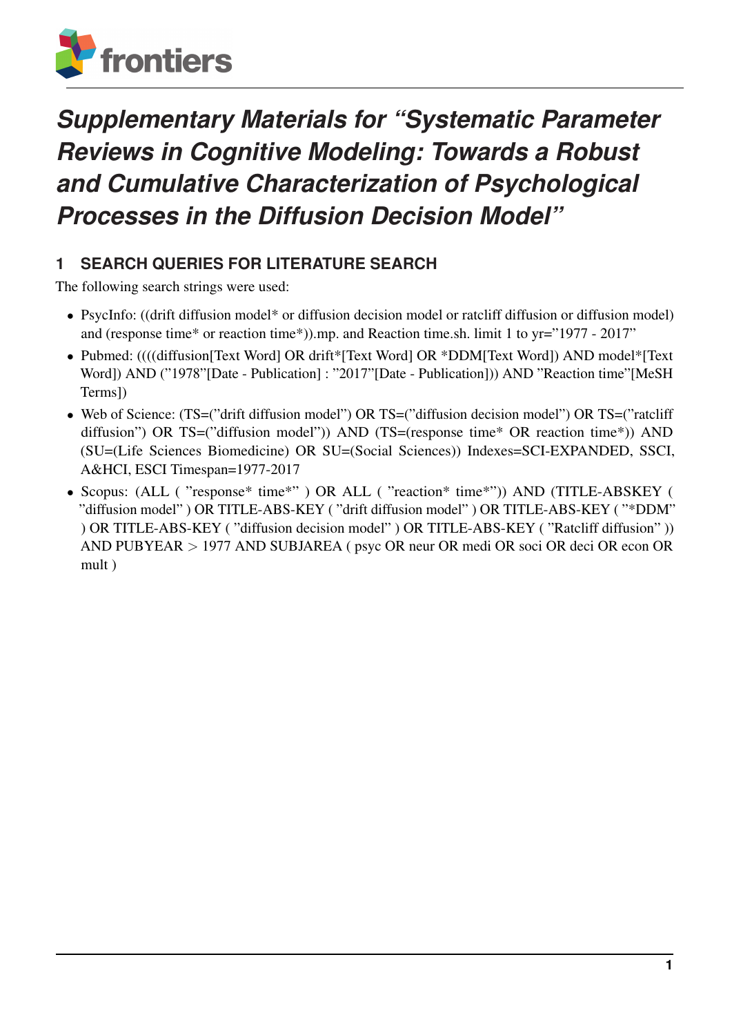# *Supplementary Materials for "Systematic Parameter Reviews in Cognitive Modeling: Towards a Robust and Cumulative Characterization of Psychological Processes in the Diffusion Decision Model"*

## 1 SEARCH QUERIES FOR LITERATURE SEARCH

The following search strings were used:

- PsycInfo: ((drift diffusion model* or diffusion decision model or ratcliff diffusion or diffusion model) and (response time* or reaction time*)).mp. and Reaction time.sh. limit 1 to yr="1977 - 2017"
- Pubmed: ((((diffusion[Text Word] OR drift*[Text Word] OR *DDM[Text Word]) AND model*[Text Word]) AND ("1978"[Date - Publication] : "2017"[Date - Publication])) AND "Reaction time"[MeSH Terms])
- Web of Science: (TS=("drift diffusion model") OR TS=("diffusion decision model") OR TS=("ratcliff diffusion") OR TS=("diffusion model")) AND (TS=(response time* OR reaction time*)) AND (SU=(Life Sciences Biomedicine) OR SU=(Social Sciences)) Indexes=SCI-EXPANDED, SSCI, A&HCI, ESCI Timespan=1977-2017
- Scopus: (ALL ( "response* time*" ) OR ALL ( "reaction* time*")) AND (TITLE-ABSKEY ( "diffusion model" ) OR TITLE-ABS-KEY ( "drift diffusion model" ) OR TITLE-ABS-KEY ( "*DDM" ) OR TITLE-ABS-KEY ( "diffusion decision model" ) OR TITLE-ABS-KEY ( "Ratcliff diffusion" )) AND PUBYEAR > 1977 AND SUBJAREA ( psyc OR neur OR medi OR soci OR deci OR econ OR mult )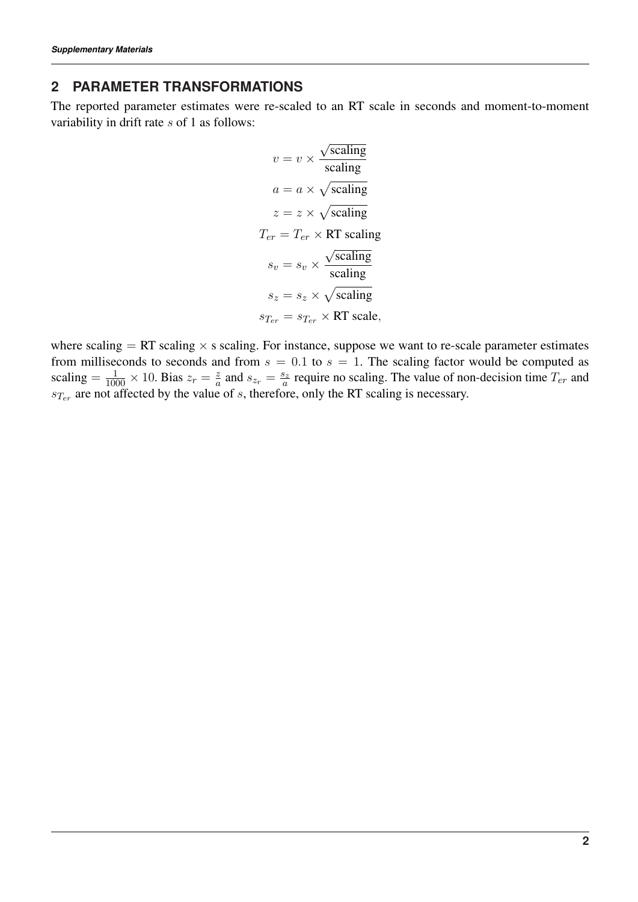## 2 PARAMETER TRANSFORMATIONS

The reported parameter estimates were re-scaled to an RT scale in seconds and moment-to-moment variability in drift rate $s$ of 1 as follows:

$$
\begin{aligned}
v &= v \times \frac{\sqrt{\text{scaling}}}{\text{scaling}} \\
a &= a \times \sqrt{\text{scaling}} \\
z &= z \times \sqrt{\text{scaling}} \\
T_{er} &= T_{er} \times \text{RT scaling} \\
s_v &= s_v \times \frac{\sqrt{\text{scaling}}}{\text{scaling}} \\
s_z &= s_z \times \sqrt{\text{scaling}} \\
s_{T_{er}} &= s_{T_{er}} \times \text{RT scale},
\end{aligned}
$$

where scaling $=$ RT scaling $\times$ s scaling. For instance, suppose we want to re-scale parameter estimates from milliseconds to seconds and from $s = 0.1$ to $s = 1$. The scaling factor would be computed as scaling $= \frac{1}{1000} \times 10$. Bias $z_r = \frac{z}{a}$ and $s_{z_r} = \frac{s_z}{a}$ require no scaling. The value of non-decision time $T_{er}$ and $s_{T_{er}}$ are not affected by the value of $s$, therefore, only the RT scaling is necessary.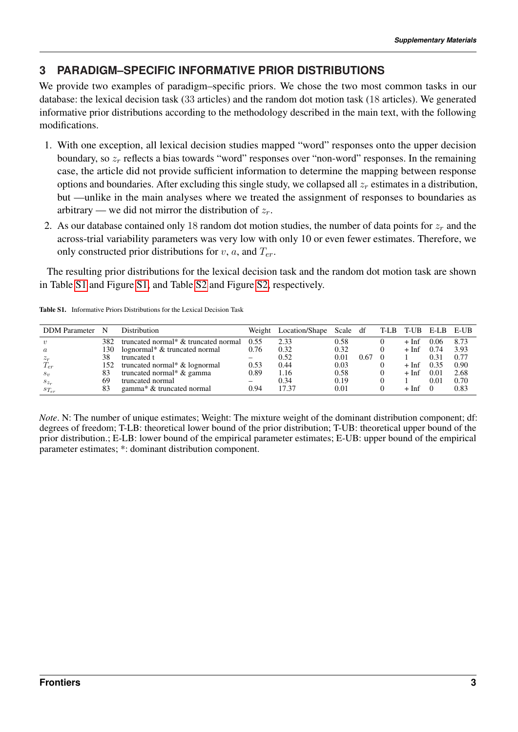## 3 PARADIGM–SPECIFIC INFORMATIVE PRIOR DISTRIBUTIONS

We provide two examples of paradigm–specific priors. We chose the two most common tasks in our database: the lexical decision task (33 articles) and the random dot motion task (18 articles). We generated informative prior distributions according to the methodology described in the main text, with the following modifications.

1. With one exception, all lexical decision studies mapped "word" responses onto the upper decision boundary, so $z_r$ reflects a bias towards "word" responses over "non-word" responses. In the remaining case, the article did not provide sufficient information to determine the mapping between response options and boundaries. After excluding this single study, we collapsed all $z_r$ estimates in a distribution, but —unlike in the main analyses where we treated the assignment of responses to boundaries as arbitrary — we did not mirror the distribution of $z_r$.
2. As our database contained only 18 random dot motion studies, the number of data points for $z_r$ and the across-trial variability parameters was very low with only 10 or even fewer estimates. Therefore, we only constructed prior distributions for $v$, $a$, and $T_{er}$.

The resulting prior distributions for the lexical decision task and the random dot motion task are shown in Table S1 and Figure S1, and Table S2 and Figure S2, respectively.

**Table S1.** Informative Priors Distributions for the Lexical Decision Task

| DDM Parameter | N | Distribution | Weight | Location/Shape | Scale | df | T-LB | T-UB | E-LB | E-UB |
|---|---|---|---|---|---|---|---|---|---|---|
| $v$ | 382 | truncated normal* & truncated normal | 0.55 | 2.33 | 0.58 | | 0 | + Inf | 0.06 | 8.73 |
| $a$ | 130 | lognormal* & truncated normal | 0.76 | 0.32 | 0.32 | | 0 | + Inf | 0.74 | 3.93 |
| $z_r$ | 38 | truncated t | – | 0.52 | 0.01 | 0.67 | 0 | 1 | 0.31 | 0.77 |
| $T_{er}$ | 152 | truncated normal* & lognormal | 0.53 | 0.44 | 0.03 | | 0 | + Inf | 0.35 | 0.90 |
| $s_v$ | 83 | truncated normal* & gamma | 0.89 | 1.16 | 0.58 | | 0 | + Inf | 0.01 | 2.68 |
| $s_{z_r}$ | 69 | truncated normal | – | 0.34 | 0.19 | | 0 | 1 | 0.01 | 0.70 |
| $s_{T_{er}}$ | 83 | gamma* & truncated normal | 0.94 | 17.37 | 0.01 | | 0 | + Inf | 0 | 0.83 |

*Note*. N: The number of unique estimates; Weight: The mixture weight of the dominant distribution component; df: degrees of freedom; T-LB: theoretical lower bound of the prior distribution; T-UB: theoretical upper bound of the prior distribution.; E-LB: lower bound of the empirical parameter estimates; E-UB: upper bound of the empirical parameter estimates; *: dominant distribution component.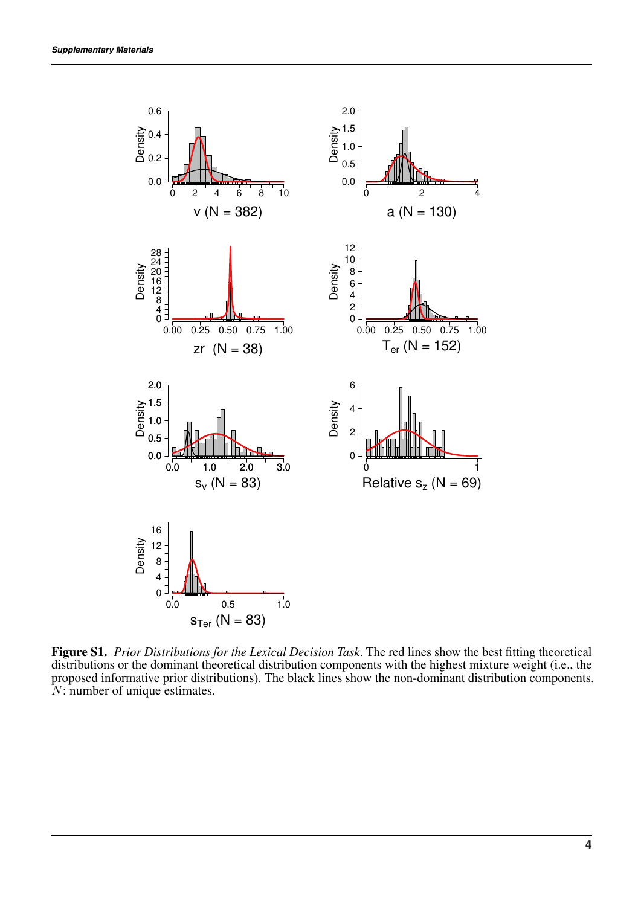**Figure S1.** *Prior Distributions for the Lexical Decision Task*. The red lines show the best fitting theoretical distributions or the dominant theoretical distribution components with the highest mixture weight (i.e., the proposed informative prior distributions). The black lines show the non-dominant distribution components. $N$: number of unique estimates.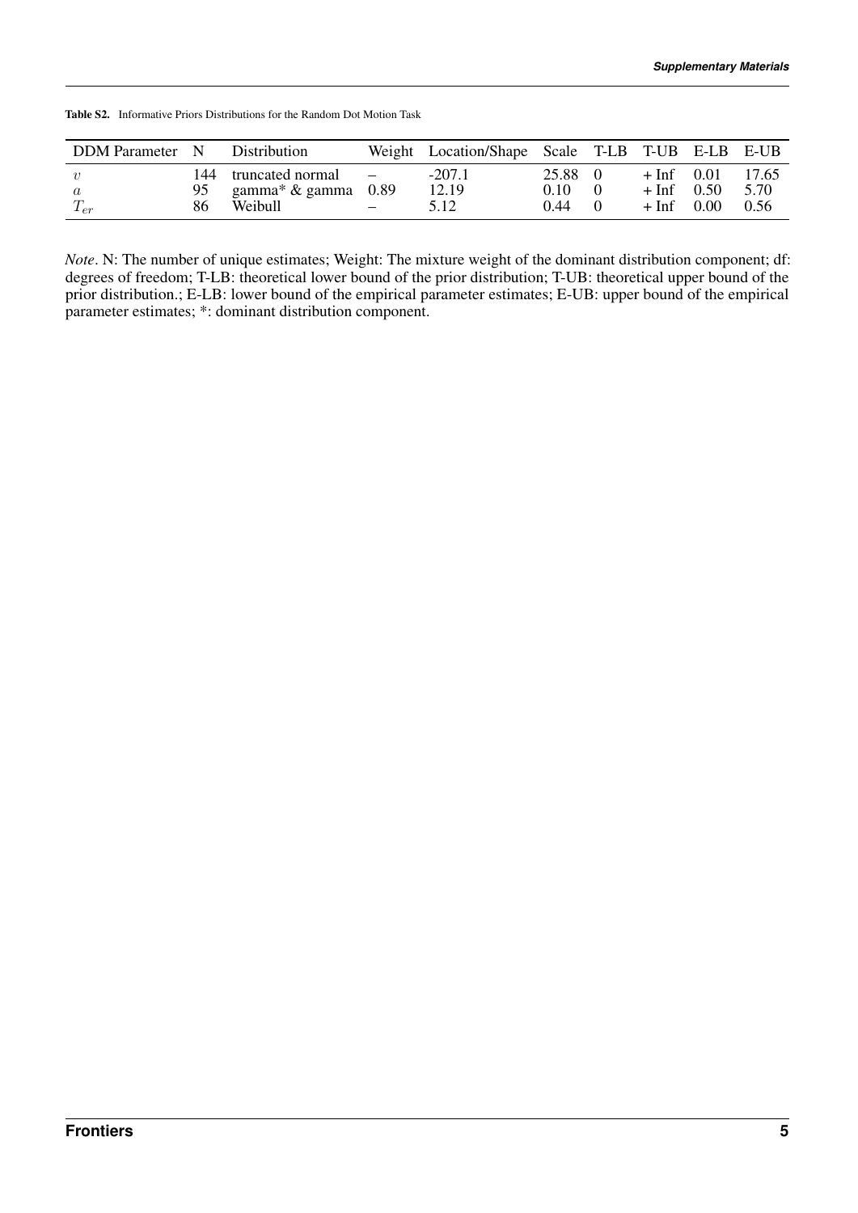**Table S2.** Informative Priors Distributions for the Random Dot Motion Task

| DDM Parameter | N | Distribution | Weight | Location/Shape | Scale | T-LB | T-UB | E-LB | E-UB |
|---|---|---|---|---|---|---|---|---|---|
| $v$ | 144 | truncated normal | – | -207.1 | 25.88 | 0 | + Inf | 0.01 | 17.65 |
| $a$ | 95 | gamma* & gamma | 0.89 | 12.19 | 0.10 | 0 | + Inf | 0.50 | 5.70 |
| $T_{er}$ | 86 | Weibull | – | 5.12 | 0.44 | 0 | + Inf | 0.00 | 0.56 |

*Note*. N: The number of unique estimates; Weight: The mixture weight of the dominant distribution component; df: degrees of freedom; T-LB: theoretical lower bound of the prior distribution; T-UB: theoretical upper bound of the prior distribution.; E-LB: lower bound of the empirical parameter estimates; E-UB: upper bound of the empirical parameter estimates; *: dominant distribution component.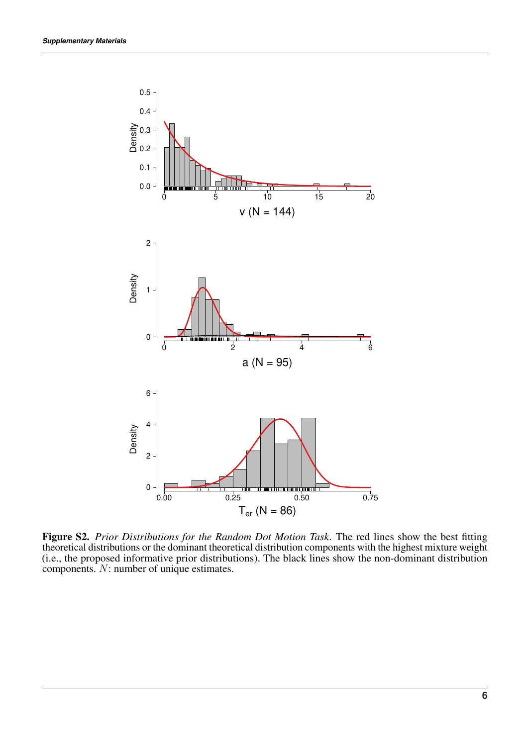**Figure S2.** *Prior Distributions for the Random Dot Motion Task*. The red lines show the best fitting theoretical distributions or the dominant theoretical distribution components with the highest mixture weight (i.e., the proposed informative prior distributions). The black lines show the non-dominant distribution components. $N$: number of unique estimates.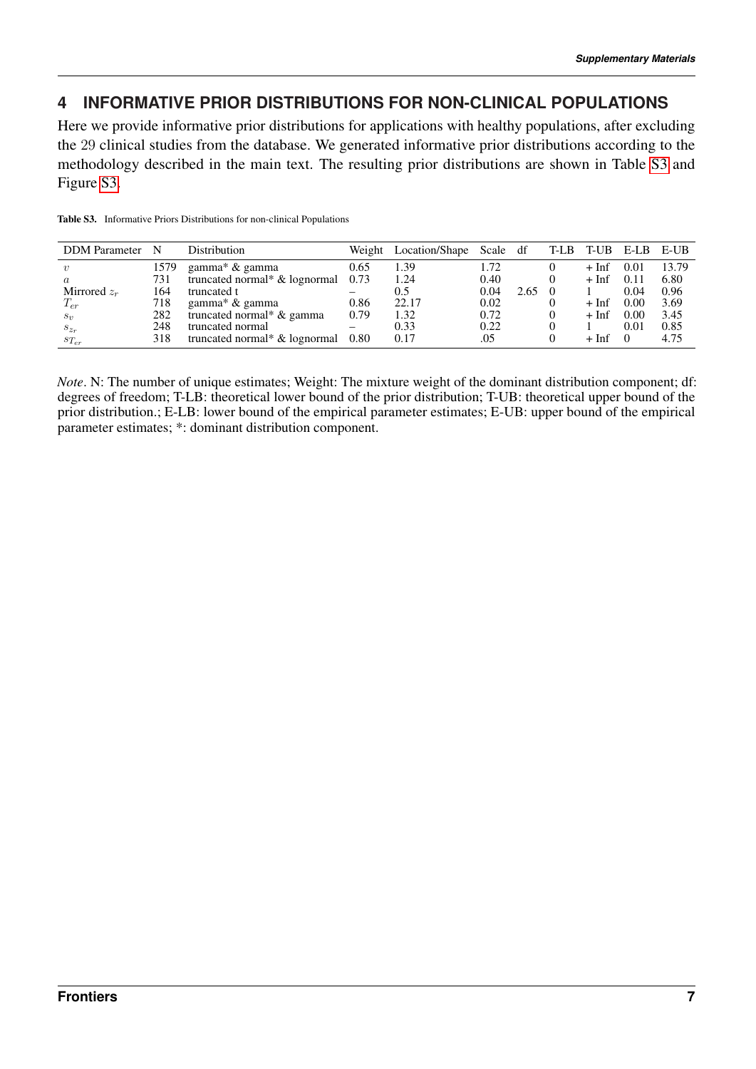## 4 INFORMATIVE PRIOR DISTRIBUTIONS FOR NON-CLINICAL POPULATIONS

Here we provide informative prior distributions for applications with healthy populations, after excluding the 29 clinical studies from the database. We generated informative prior distributions according to the methodology described in the main text. The resulting prior distributions are shown in Table S3 and Figure S3.

**Table S3.** Informative Priors Distributions for non-clinical Populations

| DDM Parameter | N | Distribution | Weight | Location/Shape | Scale | df | T-LB | T-UB | E-LB | E-UB |
|---|---|---|---|---|---|---|---|---|---|---|
| $v$ | 1579 | gamma* & gamma | 0.65 | 1.39 | 1.72 | | 0 | + Inf | 0.01 | 13.79 |
| $a$ | 731 | truncated normal* & lognormal | 0.73 | 1.24 | 0.40 | | 0 | + Inf | 0.11 | 6.80 |
| Mirrored $z_r$ | 164 | truncated t | – | 0.5 | 0.04 | 2.65 | 0 | 1 | 0.04 | 0.96 |
| $T_{er}$ | 718 | gamma* & gamma | 0.86 | 22.17 | 0.02 | | 0 | + Inf | 0.00 | 3.69 |
| $s_v$ | 282 | truncated normal* & gamma | 0.79 | 1.32 | 0.72 | | 0 | + Inf | 0.00 | 3.45 |
| $s_{z_r}$ | 248 | truncated normal | – | 0.33 | 0.22 | | 0 | 1 | 0.01 | 0.85 |
| $s_{T_{er}}$ | 318 | truncated normal* & lognormal | 0.80 | 0.17 | .05 | | 0 | + Inf | 0 | 4.75 |

*Note*. N: The number of unique estimates; Weight: The mixture weight of the dominant distribution component; df: degrees of freedom; T-LB: theoretical lower bound of the prior distribution; T-UB: theoretical upper bound of the prior distribution.; E-LB: lower bound of the empirical parameter estimates; E-UB: upper bound of the empirical parameter estimates; *: dominant distribution component.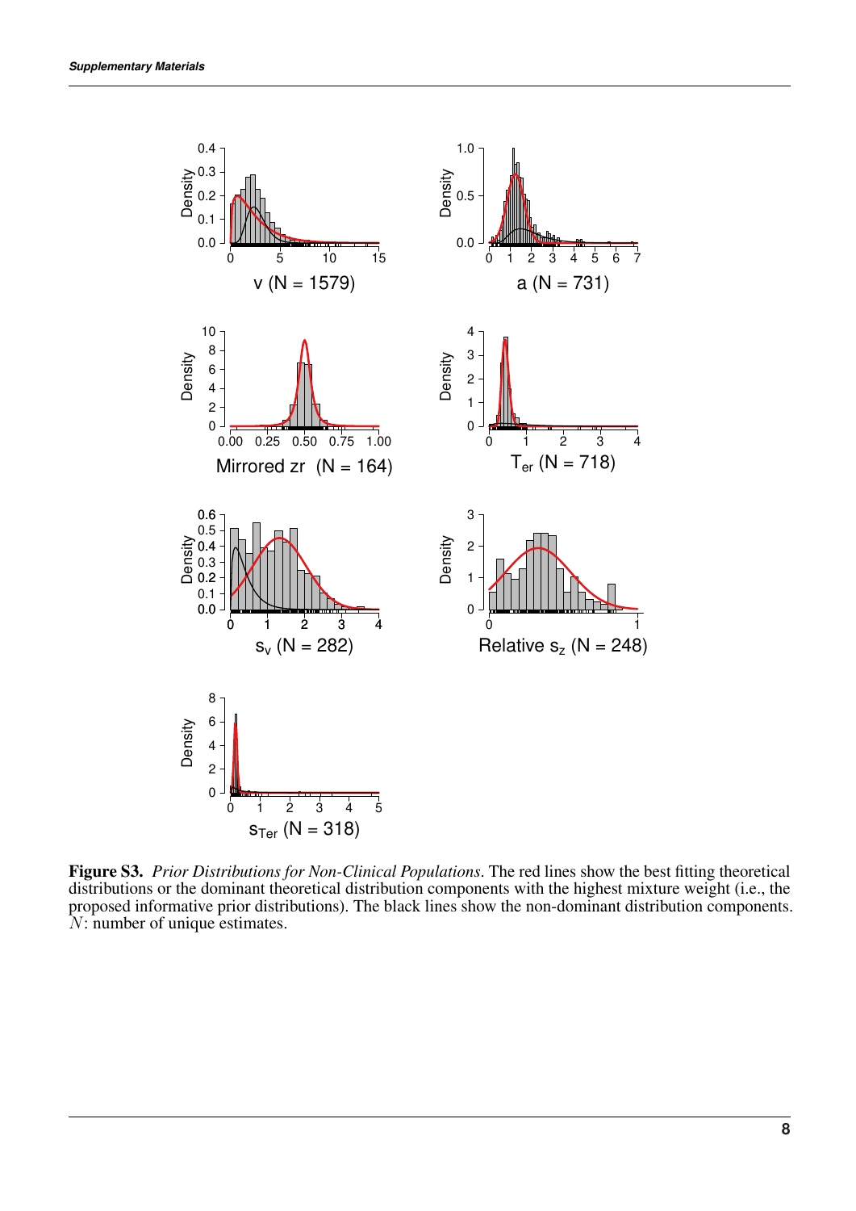Density

0.4
0.3
0.2
0.1
0.0

0 5 10 15

v (N = 1579)

Density

1.0
0.5
0.0

0 1 2 3 4 5 6 7

a (N = 731)

Density

10
8
6
4
2
0

0.00 0.25 0.50 0.75 1.00

Mirrored zr (N = 164)

Density

4
3
2
1
0

0 1 2 3 4

$T_{er}$ (N = 718)

Density

0.6
0.5
0.4
0.3
0.2
0.1
0.0

0 1 2 3 4

$s_v$ (N = 282)

Density

3
2
1
0

0 1

Relative $s_z$ (N = 248)

Density

8
6
4
2
0

0 1 2 3 4 5

$s_{Ter}$ (N = 318)

**Figure S3.** *Prior Distributions for Non-Clinical Populations*. The red lines show the best fitting theoretical distributions or the dominant theoretical distribution components with the highest mixture weight (i.e., the proposed informative prior distributions). The black lines show the non-dominant distribution components. $N$: number of unique estimates.